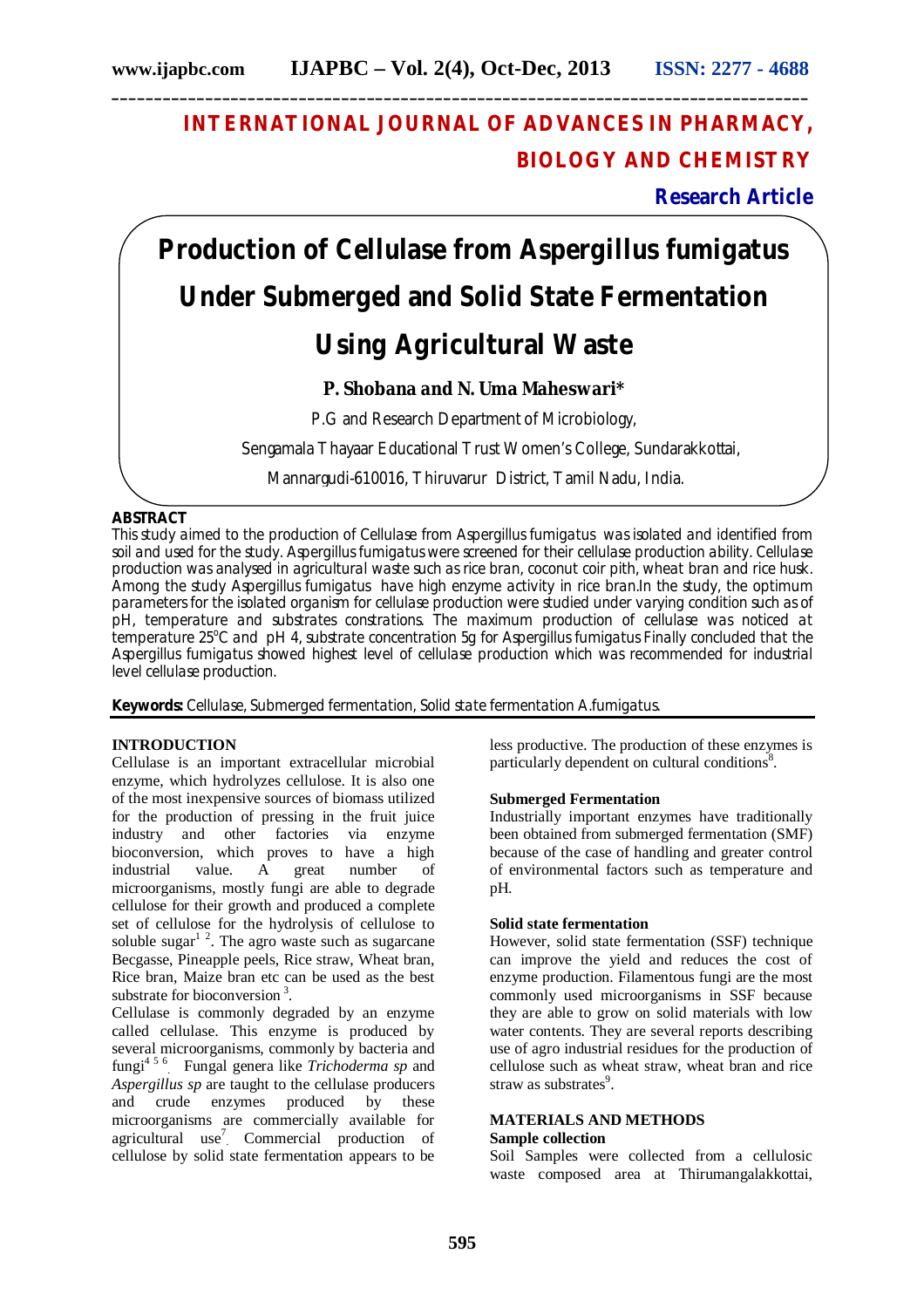# INTERNATIONAL JOURNAL OF ADVANCES IN PHARMACY, BIOLOGY AND CHEMISTRY

**Research Article**

# Production of Cellulase from Aspergillus fumigatus Under Submerged and Solid State Fermentation Using Agricultural Waste

**P. Shobana and N. Uma Maheswari***

P.G and Research Department of Microbiology,

Sengamala Thayaar Educational Trust Women's College, Sundarakkottai,

Mannargudi-610016, Thiruvarur District, Tamil Nadu, India.

## ABSTRACT

This study aimed to the production of Cellulase from Aspergillus fumigatus was isolated and identified from soil and used for the study. Aspergillus fumigatus were screened for their cellulase production ability. Cellulase production was analysed in agricultural waste such as rice bran, coconut coir pith, wheat bran and rice husk. Among the study Aspergillus fumigatus have high enzyme activity in rice bran.In the study, the optimum parameters for the isolated organism for cellulase production were studied under varying condition such as of pH, temperature and substrates constrations. The maximum production of cellulase was noticed at temperature 25$^{o}$C and pH 4, substrate concentration 5g for Aspergillus fumigatus Finally concluded that the Aspergillus fumigatus showed highest level of cellulase production which was recommended for industrial level cellulase production.

**Keywords:** Cellulase, Submerged fermentation, Solid state fermentation A.fumigatus.

## INTRODUCTION

Cellulase is an important extracellular microbial enzyme, which hydrolyzes cellulose. It is also one of the most inexpensive sources of biomass utilized for the production of pressing in the fruit juice industry and other factories via enzyme bioconversion, which proves to have a high industrial value. A great number of microorganisms, mostly fungi are able to degrade cellulose for their growth and produced a complete set of cellulose for the hydrolysis of cellulose to soluble sugar[1 2]. The agro waste such as sugarcane Becgasse, Pineapple peels, Rice straw, Wheat bran, Rice bran, Maize bran etc can be used as the best substrate for bioconversion [3].

Cellulase is commonly degraded by an enzyme called cellulase. This enzyme is produced by several microorganisms, commonly by bacteria and fungi[4 5 6]. Fungal genera like *Trichoderma sp* and *Aspergillus sp* are taught to the cellulase producers and crude enzymes produced by these microorganisms are commercially available for agricultural use[7]. Commercial production of cellulose by solid state fermentation appears to be less productive. The production of these enzymes is particularly dependent on cultural conditions[8].

### Submerged Fermentation

Industrially important enzymes have traditionally been obtained from submerged fermentation (SMF) because of the case of handling and greater control of environmental factors such as temperature and pH.

### Solid state fermentation

However, solid state fermentation (SSF) technique can improve the yield and reduces the cost of enzyme production. Filamentous fungi are the most commonly used microorganisms in SSF because they are able to grow on solid materials with low water contents. They are several reports describing use of agro industrial residues for the production of cellulose such as wheat straw, wheat bran and rice straw as substrates[9].

## MATERIALS AND METHODS

### Sample collection

Soil Samples were collected from a cellulosic waste composed area at Thirumangalakkottai,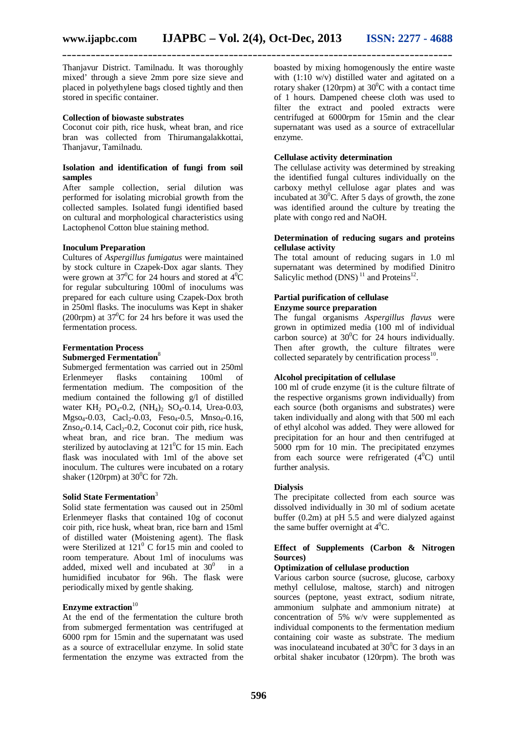Thanjavur District. Tamilnadu. It was thoroughly mixed' through a sieve 2mm pore size sieve and placed in polyethylene bags closed tightly and then stored in specific container.

**Collection of biowaste substrates**

Coconut coir pith, rice husk, wheat bran, and rice bran was collected from Thirumangalakkottai, Thanjavur, Tamilnadu.

**Isolation and identification of fungi from soil samples**

After sample collection, serial dilution was performed for isolating microbial growth from the collected samples. Isolated fungi identified based on cultural and morphological characteristics using Lactophenol Cotton blue staining method.

**Inoculum Preparation**

Cultures of *Aspergillus fumigatus* were maintained by stock culture in Czapek-Dox agar slants. They were grown at $37^0$C for 24 hours and stored at $4^0$C for regular subculturing 100ml of inoculums was prepared for each culture using Czapek-Dox broth in 250ml flasks. The inoculums was Kept in shaker (200rpm) at $37^0$C for 24 hrs before it was used the fermentation process.

**Fermentation Process**

**Submerged Fermentation**[8]

Submerged fermentation was carried out in 250ml Erlenmeyer flasks containing 100ml of fermentation medium. The composition of the medium contained the following g/l of distilled water $KH_2$ $PO_4$-0.2, $(NH_4)_2$ $SO_4$-0.14, Urea-0.03, $Mgso_4$-0.03, $Cacl_2$-0.03, $Feso_4$-0.5, $Mnso_4$-0.16, $Znso_4$-0.14, $Cacl_2$-0.2, Coconut coir pith, rice husk, wheat bran, and rice bran. The medium was sterilized by autoclaving at $121^0$C for 15 min. Each flask was inoculated with 1ml of the above set inoculum. The cultures were incubated on a rotary shaker (120rpm) at $30^0$C for 72h.

**Solid State Fermentation**[3]

Solid state fermentation was caused out in 250ml Erlenmeyer flasks that contained 10g of coconut coir pith, rice husk, wheat bran, rice barn and 15ml of distilled water (Moistening agent). The flask were Sterilized at $121^0$ C for15 min and cooled to room temperature. About 1ml of inoculums was added, mixed well and incubated at $30^0$ in a humidified incubator for 96h. The flask were periodically mixed by gentle shaking.

**Enzyme extraction**[10]

At the end of the fermentation the culture broth from submerged fermentation was centrifuged at 6000 rpm for 15min and the supernatant was used as a source of extracellular enzyme. In solid state fermentation the enzyme was extracted from the boasted by mixing homogenously the entire waste with (1:10 w/v) distilled water and agitated on a rotary shaker (120rpm) at $30^0$C with a contact time of 1 hours. Dampened cheese cloth was used to filter the extract and pooled extracts were centrifuged at 6000rpm for 15min and the clear supernatant was used as a source of extracellular enzyme.

**Cellulase activity determination**

The cellulase activity was determined by streaking the identified fungal cultures individually on the carboxy methyl cellulose agar plates and was incubated at $30^0$C. After 5 days of growth, the zone was identified around the culture by treating the plate with congo red and NaOH.

**Determination of reducing sugars and proteins cellulase activity**

The total amount of reducing sugars in 1.0 ml supernatant was determined by modified Dinitro Salicylic method (DNS) [11] and Proteins[12].

**Partial purification of cellulase**

**Enzyme source preparation**

The fungal organisms *Aspergillus flavus* were grown in optimized media (100 ml of individual carbon source) at $30^0$C for 24 hours individually. Then after growth, the culture filtrates were collected separately by centrification process[10].

**Alcohol precipitation of cellulase**

100 ml of crude enzyme (it is the culture filtrate of the respective organisms grown individually) from each source (both organisms and substrates) were taken individually and along with that 500 ml each of ethyl alcohol was added. They were allowed for precipitation for an hour and then centrifuged at 5000 rpm for 10 min. The precipitated enzymes from each source were refrigerated ($4^0$C) until further analysis.

**Dialysis**

The precipitate collected from each source was dissolved individually in 30 ml of sodium acetate buffer (0.2m) at pH 5.5 and were dialyzed against the same buffer overnight at $4^0$C.

**Effect of Supplements (Carbon & Nitrogen Sources)**

**Optimization of cellulase production**

Various carbon source (sucrose, glucose, carboxy methyl cellulose, maltose, starch) and nitrogen sources (peptone, yeast extract, sodium nitrate, ammonium sulphate and ammonium nitrate) at concentration of 5% w/v were supplemented as individual components to the fermentation medium containing coir waste as substrate. The medium was inoculateand incubated at $30^0$C for 3 days in an orbital shaker incubator (120rpm). The broth was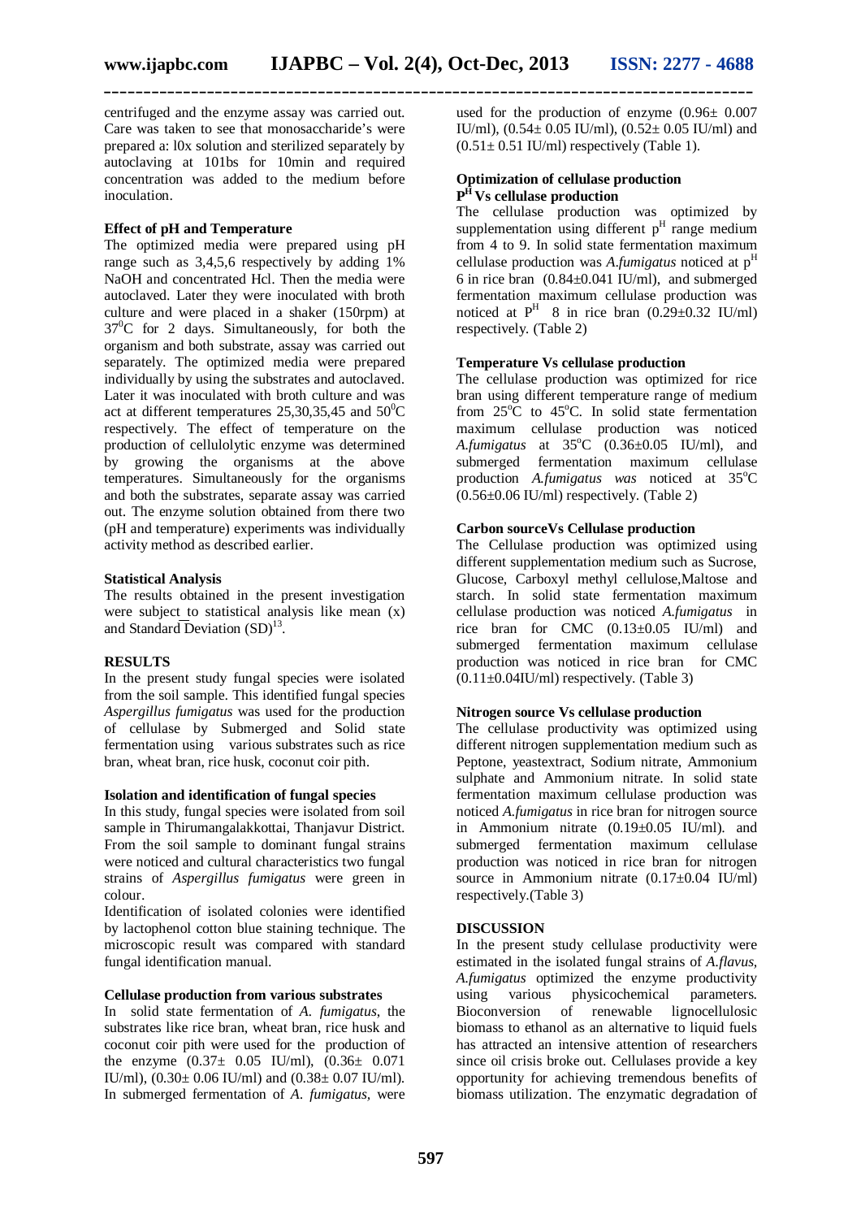centrifuged and the enzyme assay was carried out. Care was taken to see that monosaccharide's were prepared a: l0x solution and sterilized separately by autoclaving at 101bs for 10min and required concentration was added to the medium before inoculation.

**Effect of pH and Temperature**

The optimized media were prepared using pH range such as 3,4,5,6 respectively by adding 1% NaOH and concentrated Hcl. Then the media were autoclaved. Later they were inoculated with broth culture and were placed in a shaker (150rpm) at $37^0$C for 2 days. Simultaneously, for both the organism and both substrate, assay was carried out separately. The optimized media were prepared individually by using the substrates and autoclaved. Later it was inoculated with broth culture and was act at different temperatures 25,30,35,45 and $50^0$C respectively. The effect of temperature on the production of cellulolytic enzyme was determined by growing the organisms at the above temperatures. Simultaneously for the organisms and both the substrates, separate assay was carried out. The enzyme solution obtained from there two (pH and temperature) experiments was individually activity method as described earlier.

**Statistical Analysis**

The results obtained in the present investigation were subject to statistical analysis like mean ($\overline{x}$) and Standard Deviation (SD)[13].

**RESULTS**

In the present study fungal species were isolated from the soil sample. This identified fungal species *Aspergillus fumigatus* was used for the production of cellulase by Submerged and Solid state fermentation using various substrates such as rice bran, wheat bran, rice husk, coconut coir pith.

**Isolation and identification of fungal species**

In this study, fungal species were isolated from soil sample in Thirumangalakkottai, Thanjavur District. From the soil sample to dominant fungal strains were noticed and cultural characteristics two fungal strains of *Aspergillus fumigatus* were green in colour.

Identification of isolated colonies were identified by lactophenol cotton blue staining technique. The microscopic result was compared with standard fungal identification manual.

**Cellulase production from various substrates**

In solid state fermentation of *A. fumigatus*, the substrates like rice bran, wheat bran, rice husk and coconut coir pith were used for the production of the enzyme (0.37± 0.05 IU/ml), (0.36± 0.071 IU/ml), (0.30± 0.06 IU/ml) and (0.38± 0.07 IU/ml). In submerged fermentation of *A. fumigatus*, were used for the production of enzyme (0.96± 0.007 IU/ml), (0.54± 0.05 IU/ml), (0.52± 0.05 IU/ml) and (0.51± 0.51 IU/ml) respectively (Table 1).

**Optimization of cellulase production**

**$P^H$ Vs cellulase production**

The cellulase production was optimized by supplementation using different $p^H$ range medium from 4 to 9. In solid state fermentation maximum cellulase production was *A.fumigatus* noticed at $p^H$ 6 in rice bran (0.84±0.041 IU/ml), and submerged fermentation maximum cellulase production was noticed at $P^H$ 8 in rice bran (0.29±0.32 IU/ml) respectively. (Table 2)

**Temperature Vs cellulase production**

The cellulase production was optimized for rice bran using different temperature range of medium from 25°C to 45°C. In solid state fermentation maximum cellulase production was noticed *A.fumigatus* at 35°C (0.36±0.05 IU/ml), and submerged fermentation maximum cellulase production *A.fumigatus was* noticed at 35°C (0.56±0.06 IU/ml) respectively. (Table 2)

**Carbon sourceVs Cellulase production**

The Cellulase production was optimized using different supplementation medium such as Sucrose, Glucose, Carboxyl methyl cellulose,Maltose and starch. In solid state fermentation maximum cellulase production was noticed *A.fumigatus* in rice bran for CMC (0.13±0.05 IU/ml) and submerged fermentation maximum cellulase production was noticed in rice bran for CMC (0.11±0.04IU/ml) respectively. (Table 3)

**Nitrogen source Vs cellulase production**

The cellulase productivity was optimized using different nitrogen supplementation medium such as Peptone, yeastextract, Sodium nitrate, Ammonium sulphate and Ammonium nitrate. In solid state fermentation maximum cellulase production was noticed *A.fumigatus* in rice bran for nitrogen source in Ammonium nitrate (0.19±0.05 IU/ml). and submerged fermentation maximum cellulase production was noticed in rice bran for nitrogen source in Ammonium nitrate (0.17±0.04 IU/ml) respectively.(Table 3)

**DISCUSSION**

In the present study cellulase productivity were estimated in the isolated fungal strains of *A.flavus*, *A.fumigatus* optimized the enzyme productivity using various physicochemical parameters. Bioconversion of renewable lignocellulosic biomass to ethanol as an alternative to liquid fuels has attracted an intensive attention of researchers since oil crisis broke out. Cellulases provide a key opportunity for achieving tremendous benefits of biomass utilization. The enzymatic degradation of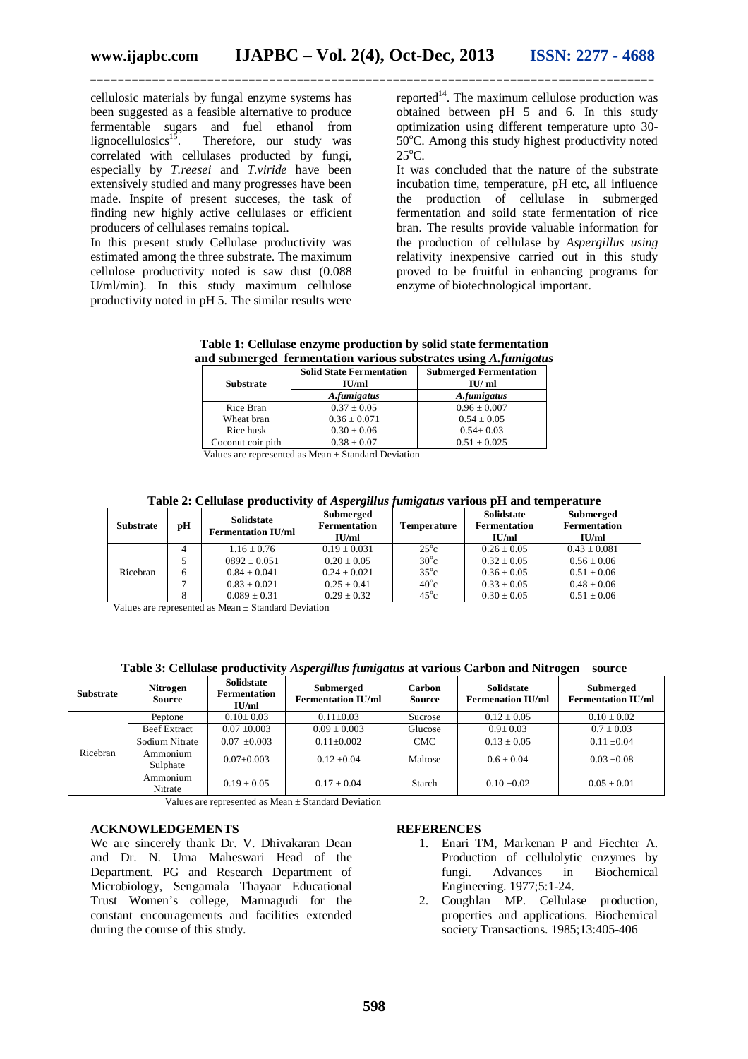cellulosic materials by fungal enzyme systems has been suggested as a feasible alternative to produce fermentable sugars and fuel ethanol from lignocellulosics[15]. Therefore, our study was correlated with cellulases producted by fungi, especially by *T.reesei* and *T.viride* have been extensively studied and many progresses have been made. Inspite of present succeses, the task of finding new highly active cellulases or efficient producers of cellulases remains topical.

In this present study Cellulase productivity was estimated among the three substrate. The maximum cellulose productivity noted is saw dust (0.088 U/ml/min). In this study maximum cellulose productivity noted in pH 5. The similar results were reported[14]. The maximum cellulose production was obtained between pH 5 and 6. In this study optimization using different temperature upto 30-50°C. Among this study highest productivity noted 25°C.

It was concluded that the nature of the substrate incubation time, temperature, pH etc, all influence the production of cellulase in submerged fermentation and soild state fermentation of rice bran. The results provide valuable information for the production of cellulase by *Aspergillus using* relativity inexpensive carried out in this study proved to be fruitful in enhancing programs for enzyme of biotechnological important.

**Table 1: Cellulase enzyme production by solid state fermentation and submerged fermentation various substrates using *A.fumigatus***

| Substrate | Solid State Fermentation IU/ml | Submerged Fermentation IU/ ml |
|---|---|---|
| | *A.fumigatus* | *A.fumigatus* |
| Rice Bran | 0.37 ± 0.05 | 0.96 ± 0.007 |
| Wheat bran | 0.36 ± 0.071 | 0.54 ± 0.05 |
| Rice husk | 0.30 ± 0.06 | 0.54± 0.03 |
| Coconut coir pith | 0.38 ± 0.07 | 0.51 ± 0.025 |

Values are represented as Mean ± Standard Deviation

**Table 2: Cellulase productivity of *Aspergillus fumigatus* various pH and temperature**

| Substrate | pH | Solidstate Fermentation IU/ml | Submerged Fermentation IU/ml | Temperature | Solidstate Fermentation IU/ml | Submerged Fermentation IU/ml |
|---|---|---|---|---|---|---|
| Ricebran | 4 | 1.16 ± 0.76 | 0.19 ± 0.031 | 25°c | 0.26 ± 0.05 | 0.43 ± 0.081 |
| | 5 | 0892 ± 0.051 | 0.20 ± 0.05 | 30°c | 0.32 ± 0.05 | 0.56 ± 0.06 |
| | 6 | 0.84 ± 0.041 | 0.24 ± 0.021 | 35°c | 0.36 ± 0.05 | 0.51 ± 0.06 |
| | 7 | 0.83 ± 0.021 | 0.25 ± 0.41 | 40°c | 0.33 ± 0.05 | 0.48 ± 0.06 |
| | 8 | 0.089 ± 0.31 | 0.29 ± 0.32 | 45°c | 0.30 ± 0.05 | 0.51 ± 0.06 |

Values are represented as Mean ± Standard Deviation

**Table 3: Cellulase productivity *Aspergillus fumigatus* at various Carbon and Nitrogen source**

| Substrate | Nitrogen Source | Solidstate Fermentation IU/ml | Submerged Fermentation IU/ml | Carbon Source | Solidstate Fermenation IU/ml | Submerged Fermentation IU/ml |
|---|---|---|---|---|---|---|
| Ricebran | Peptone | 0.10± 0.03 | 0.11±0.03 | Sucrose | 0.12 ± 0.05 | 0.10 ± 0.02 |
| | Beef Extract | 0.07 ±0.003 | 0.09 ± 0.003 | Glucose | 0.9± 0.03 | 0.7 ± 0.03 |
| | Sodium Nitrate | 0.07 ±0.003 | 0.11±0.002 | CMC | 0.13 ± 0.05 | 0.11 ±0.04 |
| | Ammonium Sulphate | 0.07±0.003 | 0.12 ±0.04 | Maltose | 0.6 ± 0.04 | 0.03 ±0.08 |
| | Ammonium Nitrate | 0.19 ± 0.05 | 0.17 ± 0.04 | Starch | 0.10 ±0.02 | 0.05 ± 0.01 |

Values are represented as Mean ± Standard Deviation

## ACKNOWLEDGEMENTS

We are sincerely thank Dr. V. Dhivakaran Dean and Dr. N. Uma Maheswari Head of the Department. PG and Research Department of Microbiology, Sengamala Thayaar Educational Trust Women's college, Mannagudi for the constant encouragements and facilities extended during the course of this study.

## REFERENCES

1. Enari TM, Markenan P and Fiechter A. Production of cellulolytic enzymes by fungi. Advances in Biochemical Engineering. 1977;5:1-24.
2. Coughlan MP. Cellulase production, properties and applications. Biochemical society Transactions. 1985;13:405-406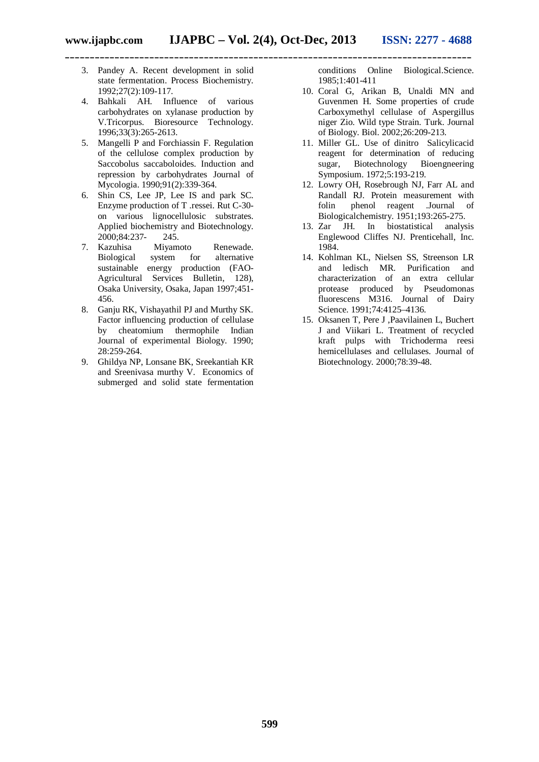3. Pandey A. Recent development in solid state fermentation. Process Biochemistry. 1992;27(2):109-117.
4. Bahkali AH. Influence of various carbohydrates on xylanase production by V.Tricorpus. Bioresource Technology. 1996;33(3):265-2613.
5. Mangelli P and Forchiassin F. Regulation of the cellulose complex production by Saccobolus saccaboloides. Induction and repression by carbohydrates Journal of Mycologia. 1990;91(2):339-364.
6. Shin CS, Lee JP, Lee IS and park SC. Enzyme production of T .ressei. Rut C-30- on various lignocellulosic substrates. Applied biochemistry and Biotechnology. 2000;84:237- 245.
7. Kazuhisa Miyamoto Renewade. Biological system for alternative sustainable energy production (FAO-Agricultural Services Bulletin, 128), Osaka University, Osaka, Japan 1997;451-456.
8. Ganju RK, Vishayathil PJ and Murthy SK. Factor influencing production of cellulase by cheatomium thermophile Indian Journal of experimental Biology. 1990; 28:259-264.
9. Ghildya NP, Lonsane BK, Sreekantiah KR and Sreenivasa murthy V. Economics of submerged and solid state fermentation conditions Online Biological.Science. 1985;1:401-411
10. Coral G, Arikan B, Unaldi MN and Guvenmen H. Some properties of crude Carboxymethyl cellulase of Aspergillus niger Zio. Wild type Strain. Turk. Journal of Biology. Biol. 2002;26:209-213.
11. Miller GL. Use of dinitro Salicylicacid reagent for determination of reducing sugar, Biotechnology Bioengneering Symposium. 1972;5:193-219.
12. Lowry OH, Rosebrough NJ, Farr AL and Randall RJ. Protein measurement with folin phenol reagent .Journal of Biologicalchemistry. 1951;193:265-275.
13. Zar JH. In biostatistical analysis Englewood Cliffes NJ. Prenticehall, Inc. 1984.
14. Kohlman KL, Nielsen SS, Streenson LR and ledisch MR. Purification and characterization of an extra cellular protease produced by Pseudomonas fluorescens M316. Journal of Dairy Science. 1991;74:4125–4136.
15. Oksanen T, Pere J ,Paavilainen L, Buchert J and Viikari L. Treatment of recycled kraft pulps with Trichoderma reesi hemicellulases and cellulases. Journal of Biotechnology. 2000;78:39-48.